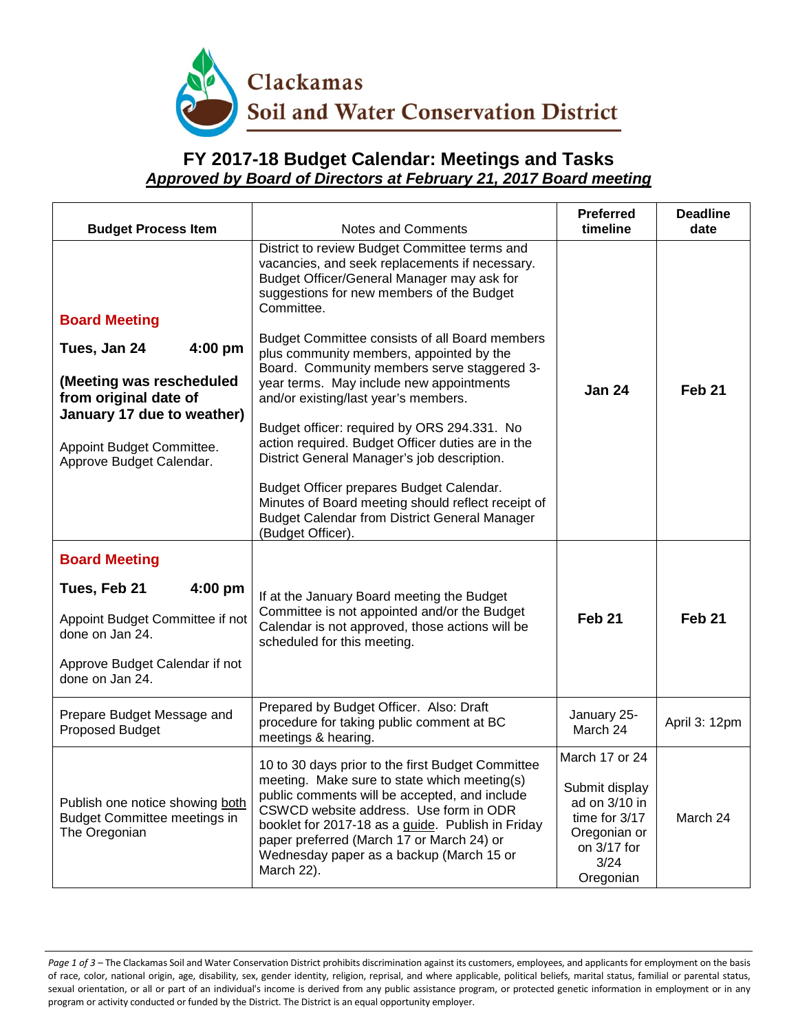Clackamas Soil and Water Conservation District

# FY 2017-18 Budget Calendar: Meetings and Tasks

***Approved by Board of Directors at February 21, 2017 Board meeting***

| Budget Process Item | Notes and Comments | Preferred timeline | Deadline date |
|---|---|---|---|
| **Board Meeting**<br><br>**Tues, Jan 24 4:00 pm**<br><br>**(Meeting was rescheduled from original date of January 17 due to weather)**<br><br>Appoint Budget Committee. Approve Budget Calendar. | District to review Budget Committee terms and vacancies, and seek replacements if necessary. Budget Officer/General Manager may ask for suggestions for new members of the Budget Committee.<br><br>Budget Committee consists of all Board members plus community members, appointed by the Board. Community members serve staggered 3-year terms. May include new appointments and/or existing/last year's members.<br><br>Budget officer: required by ORS 294.331. No action required. Budget Officer duties are in the District General Manager's job description.<br><br>Budget Officer prepares Budget Calendar. Minutes of Board meeting should reflect receipt of Budget Calendar from District General Manager (Budget Officer). | **Jan 24** | **Feb 21** |
| **Board Meeting**<br><br>**Tues, Feb 21 4:00 pm**<br><br>Appoint Budget Committee if not done on Jan 24.<br><br>Approve Budget Calendar if not done on Jan 24. | If at the January Board meeting the Budget Committee is not appointed and/or the Budget Calendar is not approved, those actions will be scheduled for this meeting. | **Feb 21** | **Feb 21** |
| Prepare Budget Message and Proposed Budget | Prepared by Budget Officer. Also: Draft procedure for taking public comment at BC meetings & hearing. | January 25-March 24 | April 3: 12pm |
| Publish one notice showing both Budget Committee meetings in The Oregonian | 10 to 30 days prior to the first Budget Committee meeting. Make sure to state which meeting(s) public comments will be accepted, and include CSWCD website address. Use form in ODR booklet for 2017-18 as a guide. Publish in Friday paper preferred (March 17 or March 24) or Wednesday paper as a backup (March 15 or March 22). | March 17 or 24<br><br>Submit display ad on 3/10 in time for 3/17 Oregonian or on 3/17 for 3/24 Oregonian | March 24 |

*Page 1 of 3* – The Clackamas Soil and Water Conservation District prohibits discrimination against its customers, employees, and applicants for employment on the basis of race, color, national origin, age, disability, sex, gender identity, religion, reprisal, and where applicable, political beliefs, marital status, familial or parental status, sexual orientation, or all or part of an individual's income is derived from any public assistance program, or protected genetic information in employment or in any program or activity conducted or funded by the District. The District is an equal opportunity employer.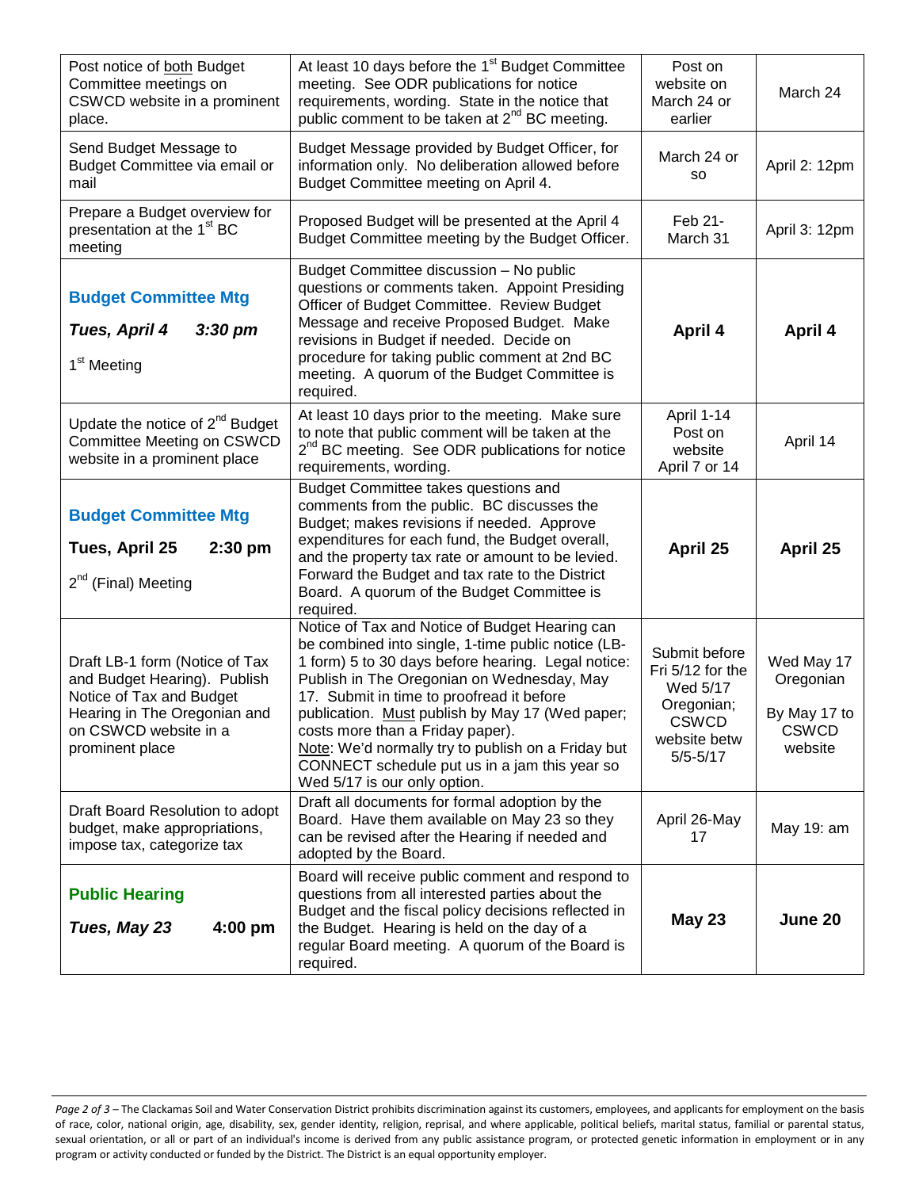| | | | |
|---|---|---|---|
| Post notice of both Budget Committee meetings on CSWCD website in a prominent place. | At least 10 days before the 1st Budget Committee meeting. See ODR publications for notice requirements, wording. State in the notice that public comment to be taken at 2nd BC meeting. | Post on website on March 24 or earlier | March 24 |
| Send Budget Message to Budget Committee via email or mail | Budget Message provided by Budget Officer, for information only. No deliberation allowed before Budget Committee meeting on April 4. | March 24 or so | April 2: 12pm |
| Prepare a Budget overview for presentation at the 1st BC meeting | Proposed Budget will be presented at the April 4 Budget Committee meeting by the Budget Officer. | Feb 21-March 31 | April 3: 12pm |
| **Budget Committee Mtg**<br><br>***Tues, April 4 3:30 pm***<br><br>1st Meeting | Budget Committee discussion – No public questions or comments taken. Appoint Presiding Officer of Budget Committee. Review Budget Message and receive Proposed Budget. Make revisions in Budget if needed. Decide on procedure for taking public comment at 2nd BC meeting. A quorum of the Budget Committee is required. | **April 4** | **April 4** |
| Update the notice of 2nd Budget Committee Meeting on CSWCD website in a prominent place | At least 10 days prior to the meeting. Make sure to note that public comment will be taken at the 2nd BC meeting. See ODR publications for notice requirements, wording. | April 1-14 Post on website April 7 or 14 | April 14 |
| **Budget Committee Mtg**<br><br>**Tues, April 25 2:30 pm**<br><br>2nd (Final) Meeting | Budget Committee takes questions and comments from the public. BC discusses the Budget; makes revisions if needed. Approve expenditures for each fund, the Budget overall, and the property tax rate or amount to be levied. Forward the Budget and tax rate to the District Board. A quorum of the Budget Committee is required. | **April 25** | **April 25** |
| Draft LB-1 form (Notice of Tax and Budget Hearing). Publish Notice of Tax and Budget Hearing in The Oregonian and on CSWCD website in a prominent place | Notice of Tax and Notice of Budget Hearing can be combined into single, 1-time public notice (LB-1 form) 5 to 30 days before hearing. Legal notice: Publish in The Oregonian on Wednesday, May 17. Submit in time to proofread it before publication. Must publish by May 17 (Wed paper; costs more than a Friday paper).<br>Note: We'd normally try to publish on a Friday but CONNECT schedule put us in a jam this year so Wed 5/17 is our only option. | Submit before Fri 5/12 for the Wed 5/17 Oregonian; CSWCD website betw 5/5-5/17 | Wed May 17 Oregonian<br><br>By May 17 to CSWCD website |
| Draft Board Resolution to adopt budget, make appropriations, impose tax, categorize tax | Draft all documents for formal adoption by the Board. Have them available on May 23 so they can be revised after the Hearing if needed and adopted by the Board. | April 26-May 17 | May 19: am |
| **Public Hearing**<br><br>***Tues, May 23 4:00 pm*** | Board will receive public comment and respond to questions from all interested parties about the Budget and the fiscal policy decisions reflected in the Budget. Hearing is held on the day of a regular Board meeting. A quorum of the Board is required. | **May 23** | **June 20** |

*Page 2 of 3* – The Clackamas Soil and Water Conservation District prohibits discrimination against its customers, employees, and applicants for employment on the basis of race, color, national origin, age, disability, sex, gender identity, religion, reprisal, and where applicable, political beliefs, marital status, familial or parental status, sexual orientation, or all or part of an individual's income is derived from any public assistance program, or protected genetic information in employment or in any program or activity conducted or funded by the District. The District is an equal opportunity employer.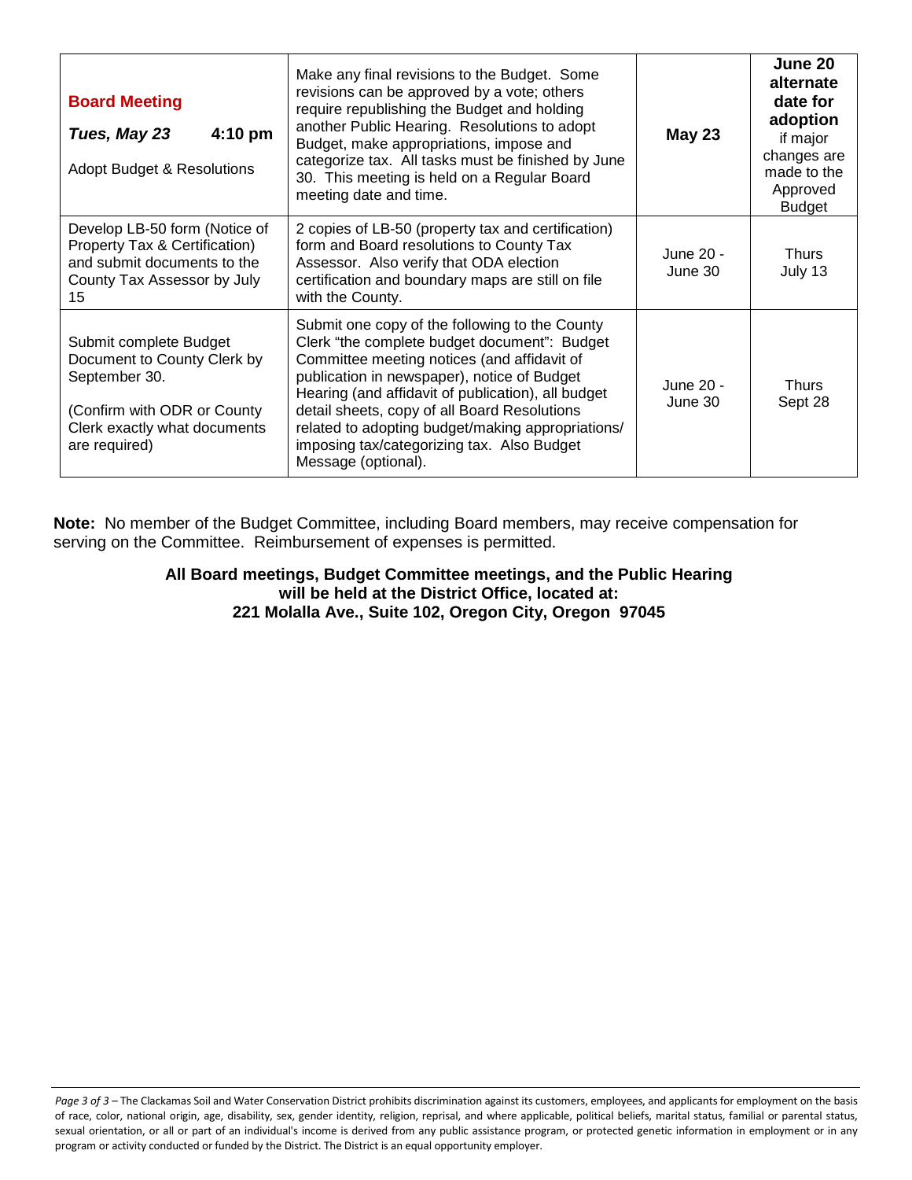| | | | |
|---|---|---|---|
| **Board Meeting**<br>***Tues, May 23*** **4:10 pm**<br>Adopt Budget & Resolutions | Make any final revisions to the Budget. Some revisions can be approved by a vote; others require republishing the Budget and holding another Public Hearing. Resolutions to adopt Budget, make appropriations, impose and categorize tax. All tasks must be finished by June 30. This meeting is held on a Regular Board meeting date and time. | **May 23** | **June 20 alternate date for adoption** if major changes are made to the Approved Budget |
| Develop LB-50 form (Notice of Property Tax & Certification) and submit documents to the County Tax Assessor by July 15 | 2 copies of LB-50 (property tax and certification) form and Board resolutions to County Tax Assessor. Also verify that ODA election certification and boundary maps are still on file with the County. | June 20 - June 30 | Thurs July 13 |
| Submit complete Budget Document to County Clerk by September 30.<br><br>(Confirm with ODR or County Clerk exactly what documents are required) | Submit one copy of the following to the County Clerk "the complete budget document": Budget Committee meeting notices (and affidavit of publication in newspaper), notice of Budget Hearing (and affidavit of publication), all budget detail sheets, copy of all Board Resolutions related to adopting budget/making appropriations/ imposing tax/categorizing tax. Also Budget Message (optional). | June 20 - June 30 | Thurs Sept 28 |

**Note:** No member of the Budget Committee, including Board members, may receive compensation for serving on the Committee. Reimbursement of expenses is permitted.

**All Board meetings, Budget Committee meetings, and the Public Hearing will be held at the District Office, located at:**
**221 Molalla Ave., Suite 102, Oregon City, Oregon 97045**

The Clackamas Soil and Water Conservation District prohibits discrimination against its customers, employees, and applicants for employment on the basis of race, color, national origin, age, disability, sex, gender identity, religion, reprisal, and where applicable, political beliefs, marital status, familial or parental status, sexual orientation, or all or part of an individual's income is derived from any public assistance program, or protected genetic information in employment or in any program or activity conducted or funded by the District. The District is an equal opportunity employer.